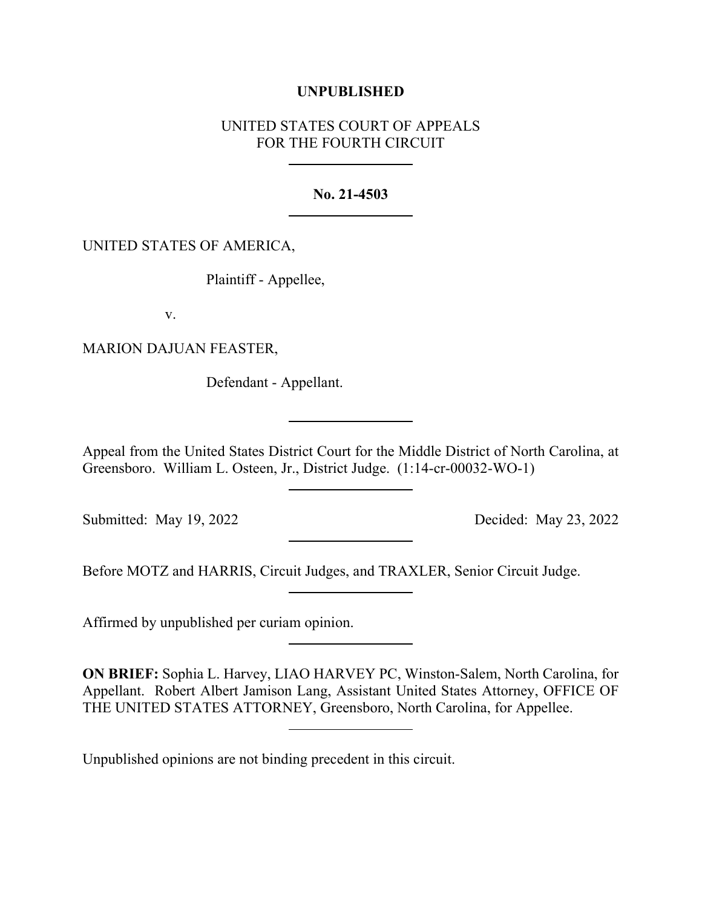**UNPUBLISHED**

UNITED STATES COURT OF APPEALS
FOR THE FOURTH CIRCUIT

---

**No. 21-4503**

---

UNITED STATES OF AMERICA,

Plaintiff - Appellee,

v.

MARION DAJUAN FEASTER,

Defendant - Appellant.

---

Appeal from the United States District Court for the Middle District of North Carolina, at Greensboro. William L. Osteen, Jr., District Judge. (1:14-cr-00032-WO-1)

---

Submitted: May 19, 2022 Decided: May 23, 2022

---

Before MOTZ and HARRIS, Circuit Judges, and TRAXLER, Senior Circuit Judge.

---

Affirmed by unpublished per curiam opinion.

---

**ON BRIEF:** Sophia L. Harvey, LIAO HARVEY PC, Winston-Salem, North Carolina, for Appellant. Robert Albert Jamison Lang, Assistant United States Attorney, OFFICE OF THE UNITED STATES ATTORNEY, Greensboro, North Carolina, for Appellee.

---

Unpublished opinions are not binding precedent in this circuit.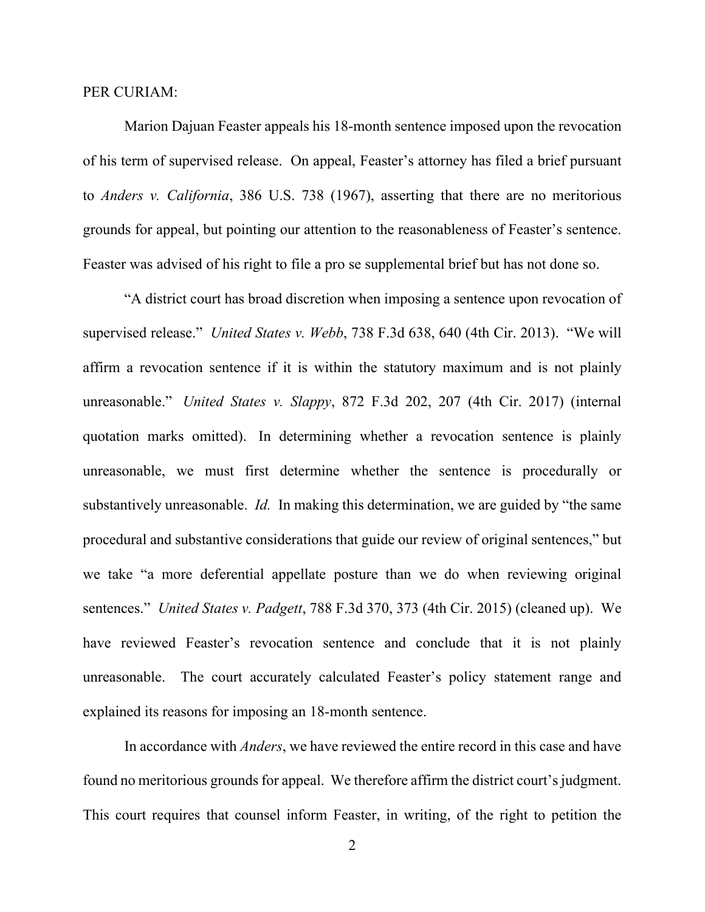PER CURIAM:

Marion Dajuan Feaster appeals his 18-month sentence imposed upon the revocation of his term of supervised release. On appeal, Feaster's attorney has filed a brief pursuant to *Anders v. California*, 386 U.S. 738 (1967), asserting that there are no meritorious grounds for appeal, but pointing our attention to the reasonableness of Feaster's sentence. Feaster was advised of his right to file a pro se supplemental brief but has not done so.

"A district court has broad discretion when imposing a sentence upon revocation of supervised release." *United States v. Webb*, 738 F.3d 638, 640 (4th Cir. 2013). "We will affirm a revocation sentence if it is within the statutory maximum and is not plainly unreasonable." *United States v. Slappy*, 872 F.3d 202, 207 (4th Cir. 2017) (internal quotation marks omitted). In determining whether a revocation sentence is plainly unreasonable, we must first determine whether the sentence is procedurally or substantively unreasonable. *Id.* In making this determination, we are guided by "the same procedural and substantive considerations that guide our review of original sentences," but we take "a more deferential appellate posture than we do when reviewing original sentences." *United States v. Padgett*, 788 F.3d 370, 373 (4th Cir. 2015) (cleaned up). We have reviewed Feaster's revocation sentence and conclude that it is not plainly unreasonable. The court accurately calculated Feaster's policy statement range and explained its reasons for imposing an 18-month sentence.

In accordance with *Anders*, we have reviewed the entire record in this case and have found no meritorious grounds for appeal. We therefore affirm the district court's judgment. This court requires that counsel inform Feaster, in writing, of the right to petition the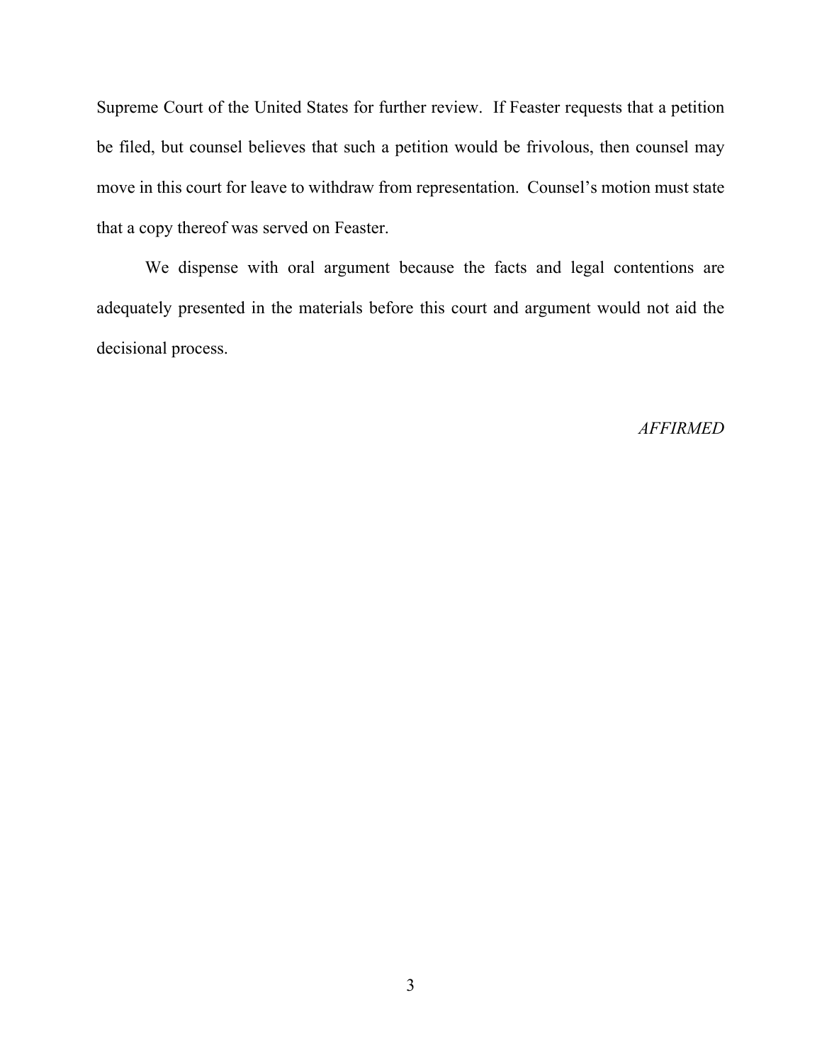Supreme Court of the United States for further review. If Feaster requests that a petition be filed, but counsel believes that such a petition would be frivolous, then counsel may move in this court for leave to withdraw from representation. Counsel's motion must state that a copy thereof was served on Feaster.

We dispense with oral argument because the facts and legal contentions are adequately presented in the materials before this court and argument would not aid the decisional process.

*AFFIRMED*